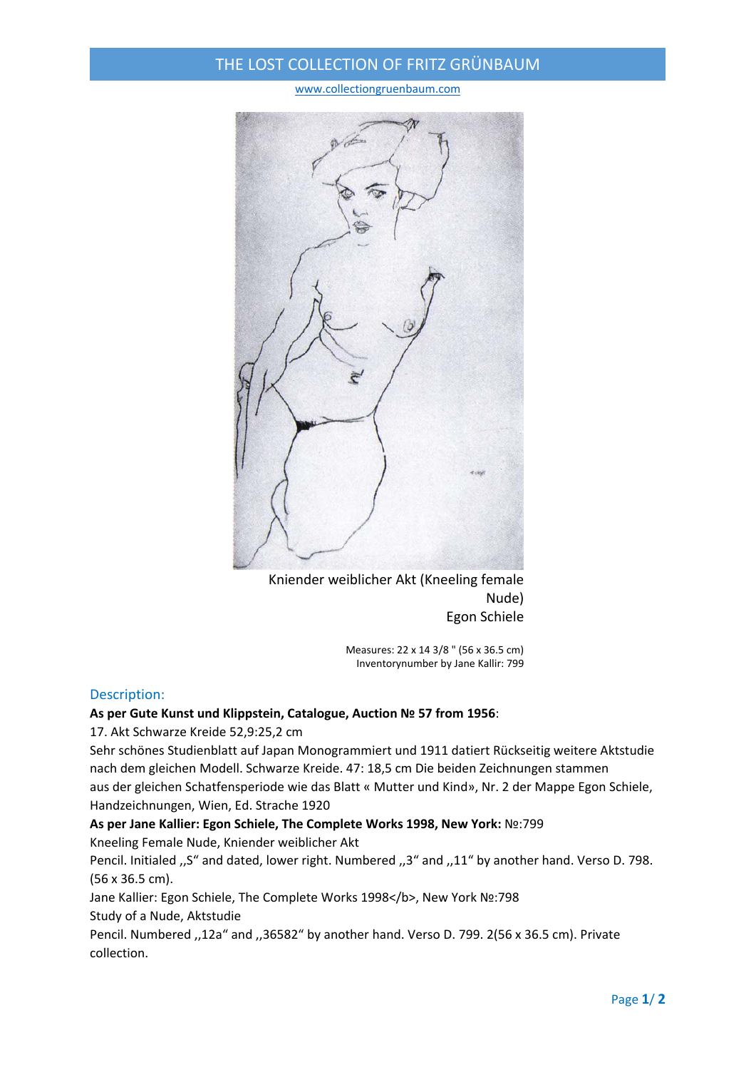# THE LOST COLLECTION OF FRITZ GRÜNBAUM

www.collectiongruenbaum.com

Kniender weiblicher Akt (Kneeling female Nude)
Egon Schiele

Measures: 22 x 14 3/8 " (56 x 36.5 cm)
Inventorynumber by Jane Kallir: 799

## Description:

**As per Gute Kunst und Klippstein, Catalogue, Auction № 57 from 1956**:

17. Akt Schwarze Kreide 52,9:25,2 cm

Sehr schönes Studienblatt auf Japan Monogrammiert und 1911 datiert Rückseitig weitere Aktstudie nach dem gleichen Modell. Schwarze Kreide. 47: 18,5 cm Die beiden Zeichnungen stammen aus der gleichen Schatfensperiode wie das Blatt « Mutter und Kind», Nr. 2 der Mappe Egon Schiele, Handzeichnungen, Wien, Ed. Strache 1920

**As per Jane Kallier: Egon Schiele, The Complete Works 1998, New York:** №:799

Kneeling Female Nude, Kniender weiblicher Akt

Pencil. Initialed ,,S“ and dated, lower right. Numbered ,,3“ and ,,11“ by another hand. Verso D. 798. (56 x 36.5 cm).

Jane Kallier: Egon Schiele, The Complete Works 1998</b>, New York №:798

Study of a Nude, Aktstudie

Pencil. Numbered ,,12a“ and ,,36582“ by another hand. Verso D. 799. 2(56 x 36.5 cm). Private collection.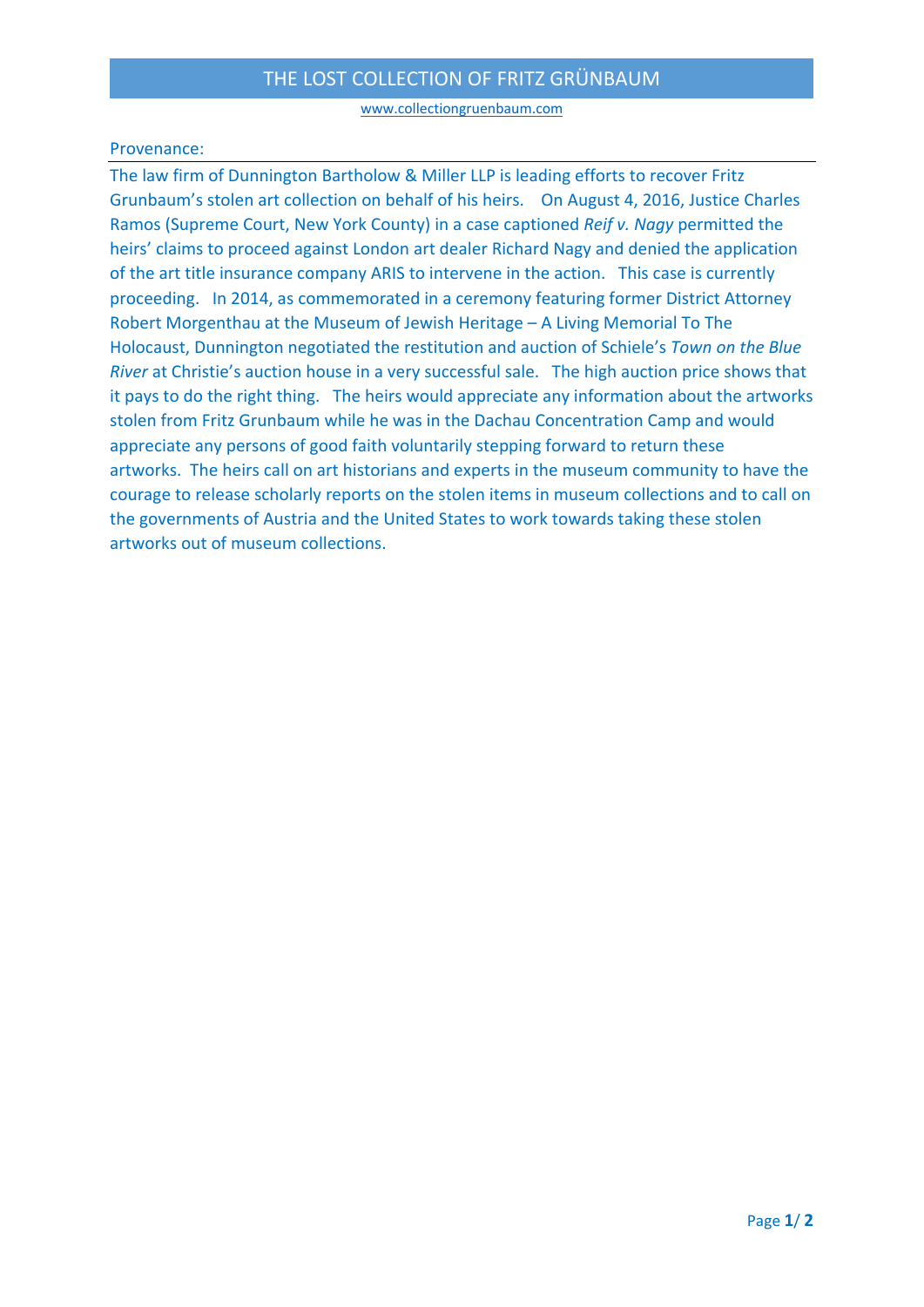# THE LOST COLLECTION OF FRITZ GRÜNBAUM

www.collectiongruenbaum.com

## Provenance:

The law firm of Dunnington Bartholow & Miller LLP is leading efforts to recover Fritz Grunbaum's stolen art collection on behalf of his heirs. On August 4, 2016, Justice Charles Ramos (Supreme Court, New York County) in a case captioned *Reif v. Nagy* permitted the heirs' claims to proceed against London art dealer Richard Nagy and denied the application of the art title insurance company ARIS to intervene in the action. This case is currently proceeding. In 2014, as commemorated in a ceremony featuring former District Attorney Robert Morgenthau at the Museum of Jewish Heritage – A Living Memorial To The Holocaust, Dunnington negotiated the restitution and auction of Schiele's *Town on the Blue River* at Christie's auction house in a very successful sale. The high auction price shows that it pays to do the right thing. The heirs would appreciate any information about the artworks stolen from Fritz Grunbaum while he was in the Dachau Concentration Camp and would appreciate any persons of good faith voluntarily stepping forward to return these artworks. The heirs call on art historians and experts in the museum community to have the courage to release scholarly reports on the stolen items in museum collections and to call on the governments of Austria and the United States to work towards taking these stolen artworks out of museum collections.